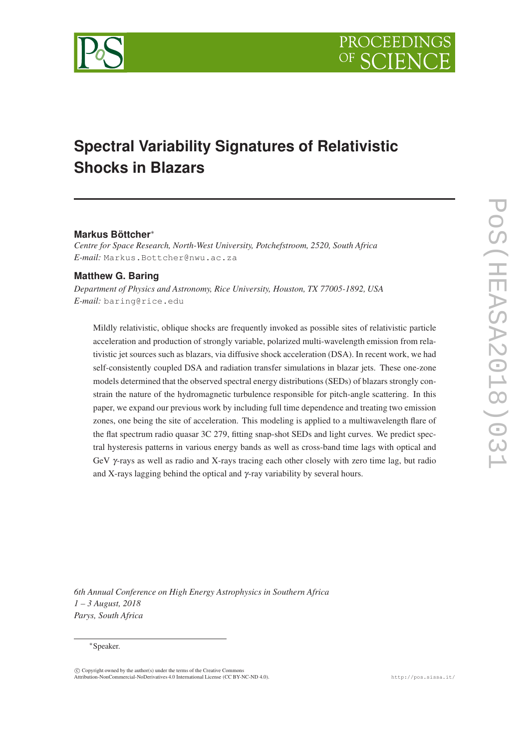# Spectral Variability Signatures of Relativistic Shocks in Blazars

**Markus Böttcher***

*Centre for Space Research, North-West University, Potchefstroom, 2520, South Africa*
*E-mail:* Markus.Bottcher@nwu.ac.za

**Matthew G. Baring**

*Department of Physics and Astronomy, Rice University, Houston, TX 77005-1892, USA*
*E-mail:* baring@rice.edu

Mildly relativistic, oblique shocks are frequently invoked as possible sites of relativistic particle acceleration and production of strongly variable, polarized multi-wavelength emission from relativistic jet sources such as blazars, via diffusive shock acceleration (DSA). In recent work, we had self-consistently coupled DSA and radiation transfer simulations in blazar jets. These one-zone models determined that the observed spectral energy distributions (SEDs) of blazars strongly constrain the nature of the hydromagnetic turbulence responsible for pitch-angle scattering. In this paper, we expand our previous work by including full time dependence and treating two emission zones, one being the site of acceleration. This modeling is applied to a multiwavelength flare of the flat spectrum radio quasar 3C 279, fitting snap-shot SEDs and light curves. We predict spectral hysteresis patterns in various energy bands as well as cross-band time lags with optical and GeV $\gamma$-rays as well as radio and X-rays tracing each other closely with zero time lag, but radio and X-rays lagging behind the optical and $\gamma$-ray variability by several hours.

*6th Annual Conference on High Energy Astrophysics in Southern Africa*
*1 – 3 August, 2018*
*Parys, South Africa*

*Speaker.

© Copyright owned by the author(s) under the terms of the Creative Commons Attribution-NonCommercial-NoDerivatives 4.0 International License (CC BY-NC-ND 4.0).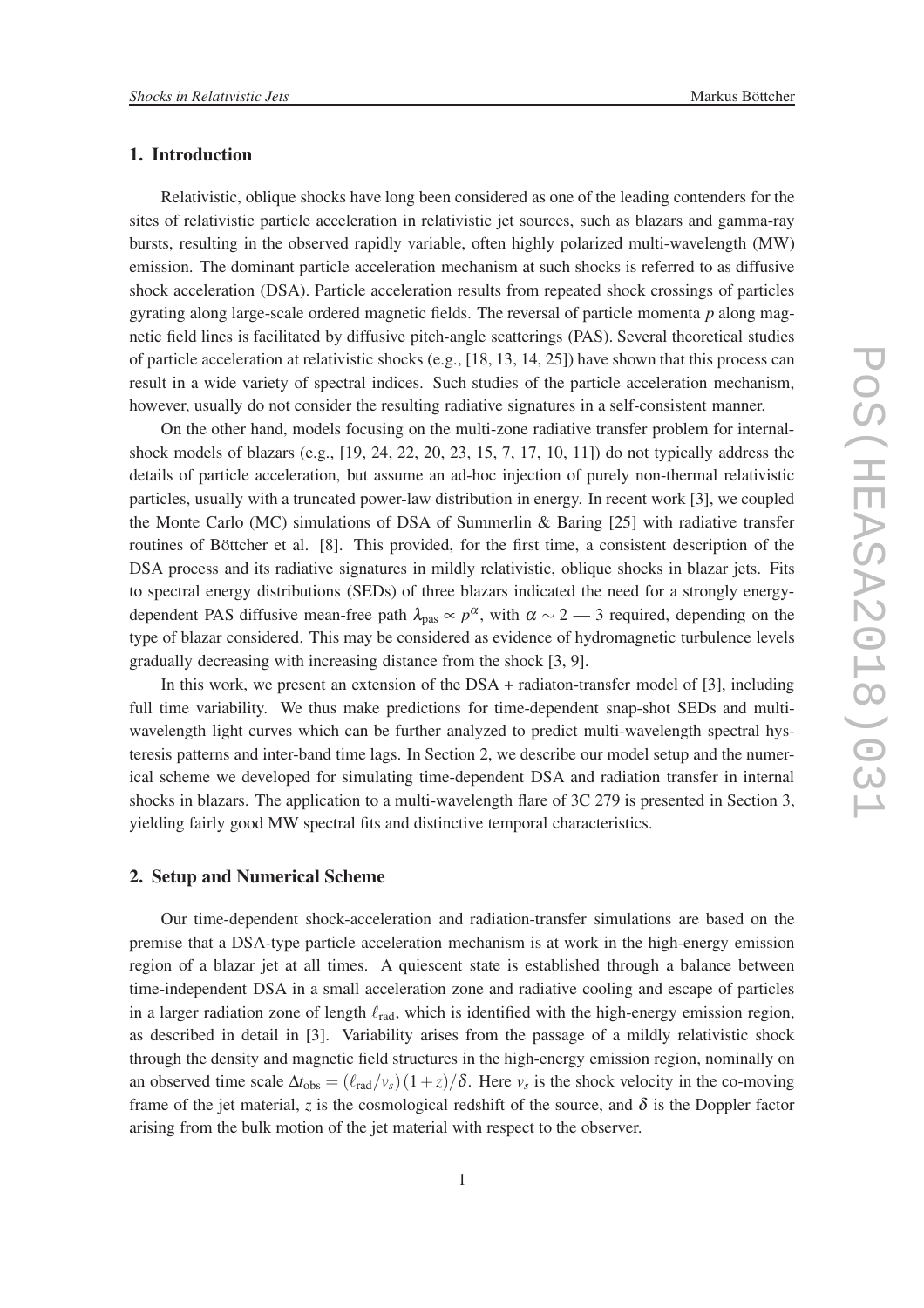## 1. Introduction

Relativistic, oblique shocks have long been considered as one of the leading contenders for the sites of relativistic particle acceleration in relativistic jet sources, such as blazars and gamma-ray bursts, resulting in the observed rapidly variable, often highly polarized multi-wavelength (MW) emission. The dominant particle acceleration mechanism at such shocks is referred to as diffusive shock acceleration (DSA). Particle acceleration results from repeated shock crossings of particles gyrating along large-scale ordered magnetic fields. The reversal of particle momenta $p$ along magnetic field lines is facilitated by diffusive pitch-angle scatterings (PAS). Several theoretical studies of particle acceleration at relativistic shocks (e.g., [18, 13, 14, 25]) have shown that this process can result in a wide variety of spectral indices. Such studies of the particle acceleration mechanism, however, usually do not consider the resulting radiative signatures in a self-consistent manner.

On the other hand, models focusing on the multi-zone radiative transfer problem for internal-shock models of blazars (e.g., [19, 24, 22, 20, 23, 15, 7, 17, 10, 11]) do not typically address the details of particle acceleration, but assume an ad-hoc injection of purely non-thermal relativistic particles, usually with a truncated power-law distribution in energy. In recent work [3], we coupled the Monte Carlo (MC) simulations of DSA of Summerlin & Baring [25] with radiative transfer routines of Böttcher et al. [8]. This provided, for the first time, a consistent description of the DSA process and its radiative signatures in mildly relativistic, oblique shocks in blazar jets. Fits to spectral energy distributions (SEDs) of three blazars indicated the need for a strongly energy-dependent PAS diffusive mean-free path $\lambda_{\rm pas} \propto p^{\alpha}$, with $\alpha \sim 2$ — 3 required, depending on the type of blazar considered. This may be considered as evidence of hydromagnetic turbulence levels gradually decreasing with increasing distance from the shock [3, 9].

In this work, we present an extension of the DSA + radiaton-transfer model of [3], including full time variability. We thus make predictions for time-dependent snap-shot SEDs and multi-wavelength light curves which can be further analyzed to predict multi-wavelength spectral hysteresis patterns and inter-band time lags. In Section 2, we describe our model setup and the numerical scheme we developed for simulating time-dependent DSA and radiation transfer in internal shocks in blazars. The application to a multi-wavelength flare of 3C 279 is presented in Section 3, yielding fairly good MW spectral fits and distinctive temporal characteristics.

## 2. Setup and Numerical Scheme

Our time-dependent shock-acceleration and radiation-transfer simulations are based on the premise that a DSA-type particle acceleration mechanism is at work in the high-energy emission region of a blazar jet at all times. A quiescent state is established through a balance between time-independent DSA in a small acceleration zone and radiative cooling and escape of particles in a larger radiation zone of length $\ell_{\rm rad}$, which is identified with the high-energy emission region, as described in detail in [3]. Variability arises from the passage of a mildly relativistic shock through the density and magnetic field structures in the high-energy emission region, nominally on an observed time scale $\Delta t_{\rm obs} = (\ell_{\rm rad}/v_s)\,(1+z)/\delta$. Here $v_s$ is the shock velocity in the co-moving frame of the jet material, $z$ is the cosmological redshift of the source, and $\delta$ is the Doppler factor arising from the bulk motion of the jet material with respect to the observer.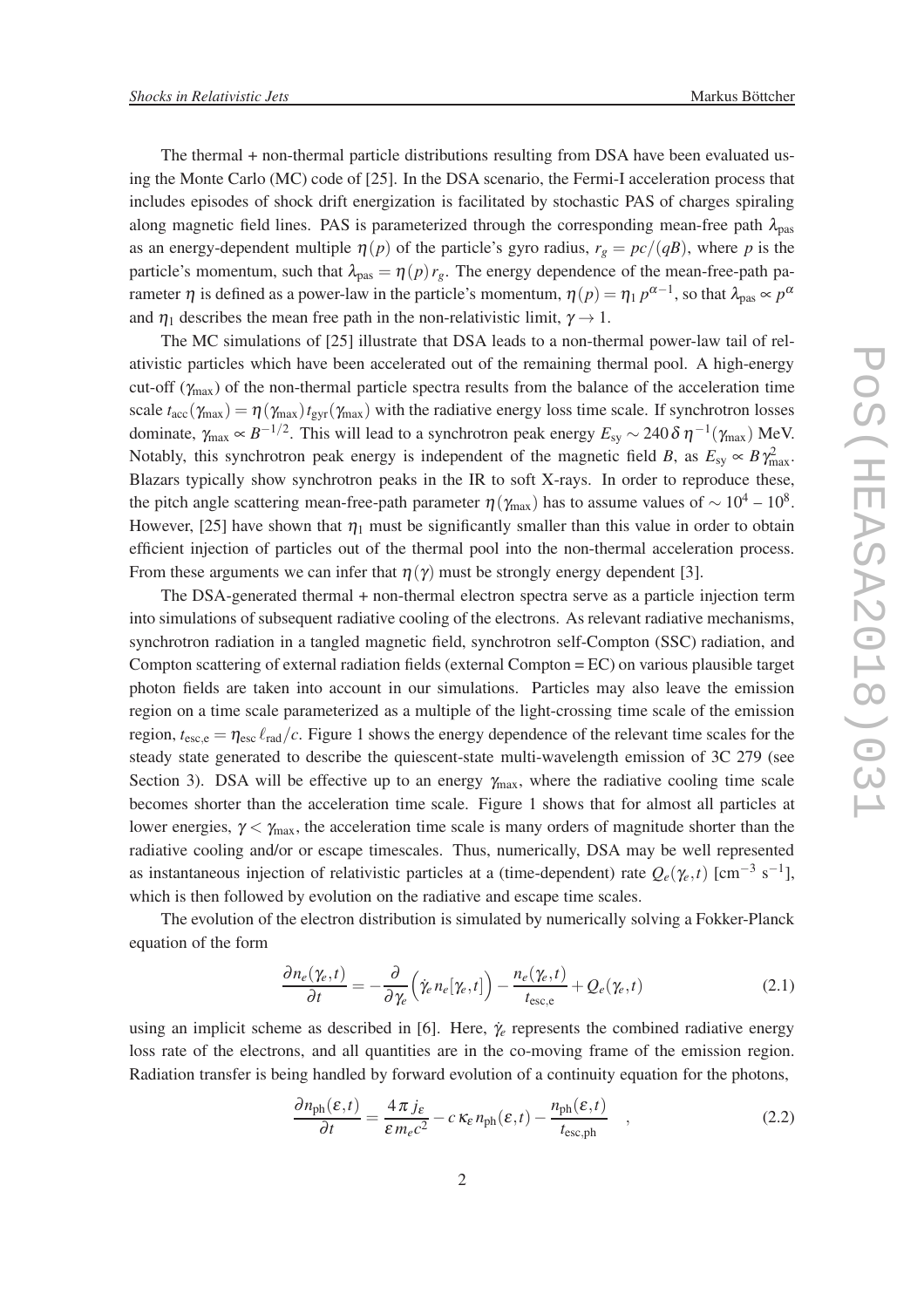The thermal + non-thermal particle distributions resulting from DSA have been evaluated using the Monte Carlo (MC) code of [25]. In the DSA scenario, the Fermi-I acceleration process that includes episodes of shock drift energization is facilitated by stochastic PAS of charges spiraling along magnetic field lines. PAS is parameterized through the corresponding mean-free path $\lambda_{\rm pas}$ as an energy-dependent multiple $\eta(p)$ of the particle's gyro radius, $r_g = pc/(qB)$, where $p$ is the particle's momentum, such that $\lambda_{\rm pas} = \eta(p)\, r_g$. The energy dependence of the mean-free-path parameter $\eta$ is defined as a power-law in the particle's momentum, $\eta(p) = \eta_1\, p^{\alpha-1}$, so that $\lambda_{\rm pas} \propto p^{\alpha}$ and $\eta_1$ describes the mean free path in the non-relativistic limit, $\gamma \to 1$.

The MC simulations of [25] illustrate that DSA leads to a non-thermal power-law tail of relativistic particles which have been accelerated out of the remaining thermal pool. A high-energy cut-off ($\gamma_{\rm max}$) of the non-thermal particle spectra results from the balance of the acceleration time scale $t_{\rm acc}(\gamma_{\rm max}) = \eta(\gamma_{\rm max})\, t_{\rm gyr}(\gamma_{\rm max})$ with the radiative energy loss time scale. If synchrotron losses dominate, $\gamma_{\rm max} \propto B^{-1/2}$. This will lead to a synchrotron peak energy $E_{\rm sy} \sim 240\, \delta\, \eta^{-1}(\gamma_{\rm max})$ MeV. Notably, this synchrotron peak energy is independent of the magnetic field $B$, as $E_{\rm sy} \propto B\, \gamma_{\rm max}^2$. Blazars typically show synchrotron peaks in the IR to soft X-rays. In order to reproduce these, the pitch angle scattering mean-free-path parameter $\eta(\gamma_{\rm max})$ has to assume values of $\sim 10^4$ – $10^8$. However, [25] have shown that $\eta_1$ must be significantly smaller than this value in order to obtain efficient injection of particles out of the thermal pool into the non-thermal acceleration process. From these arguments we can infer that $\eta(\gamma)$ must be strongly energy dependent [3].

The DSA-generated thermal + non-thermal electron spectra serve as a particle injection term into simulations of subsequent radiative cooling of the electrons. As relevant radiative mechanisms, synchrotron radiation in a tangled magnetic field, synchrotron self-Compton (SSC) radiation, and Compton scattering of external radiation fields (external Compton = EC) on various plausible target photon fields are taken into account in our simulations. Particles may also leave the emission region on a time scale parameterized as a multiple of the light-crossing time scale of the emission region, $t_{\rm esc,e} = \eta_{\rm esc}\, \ell_{\rm rad}/c$. Figure 1 shows the energy dependence of the relevant time scales for the steady state generated to describe the quiescent-state multi-wavelength emission of 3C 279 (see Section 3). DSA will be effective up to an energy $\gamma_{\rm max}$, where the radiative cooling time scale becomes shorter than the acceleration time scale. Figure 1 shows that for almost all particles at lower energies, $\gamma < \gamma_{\rm max}$, the acceleration time scale is many orders of magnitude shorter than the radiative cooling and/or or escape timescales. Thus, numerically, DSA may be well represented as instantaneous injection of relativistic particles at a (time-dependent) rate $Q_e(\gamma_e, t)$ [cm$^{-3}$ s$^{-1}$], which is then followed by evolution on the radiative and escape time scales.

The evolution of the electron distribution is simulated by numerically solving a Fokker-Planck equation of the form

$$\frac{\partial n_e(\gamma_e,t)}{\partial t} = -\frac{\partial}{\partial \gamma_e}\Big(\dot\gamma_e\, n_e[\gamma_e,t]\Big) - \frac{n_e(\gamma_e,t)}{t_{\rm esc,e}} + Q_e(\gamma_e,t) \tag{2.1}$$

using an implicit scheme as described in [6]. Here, $\dot\gamma_e$ represents the combined radiative energy loss rate of the electrons, and all quantities are in the co-moving frame of the emission region. Radiation transfer is being handled by forward evolution of a continuity equation for the photons,

$$\frac{\partial n_{\rm ph}(\varepsilon,t)}{\partial t} = \frac{4\pi\, j_\varepsilon}{\varepsilon\, m_e c^2} - c\, \kappa_\varepsilon\, n_{\rm ph}(\varepsilon,t) - \frac{n_{\rm ph}(\varepsilon,t)}{t_{\rm esc,ph}} \quad , \tag{2.2}$$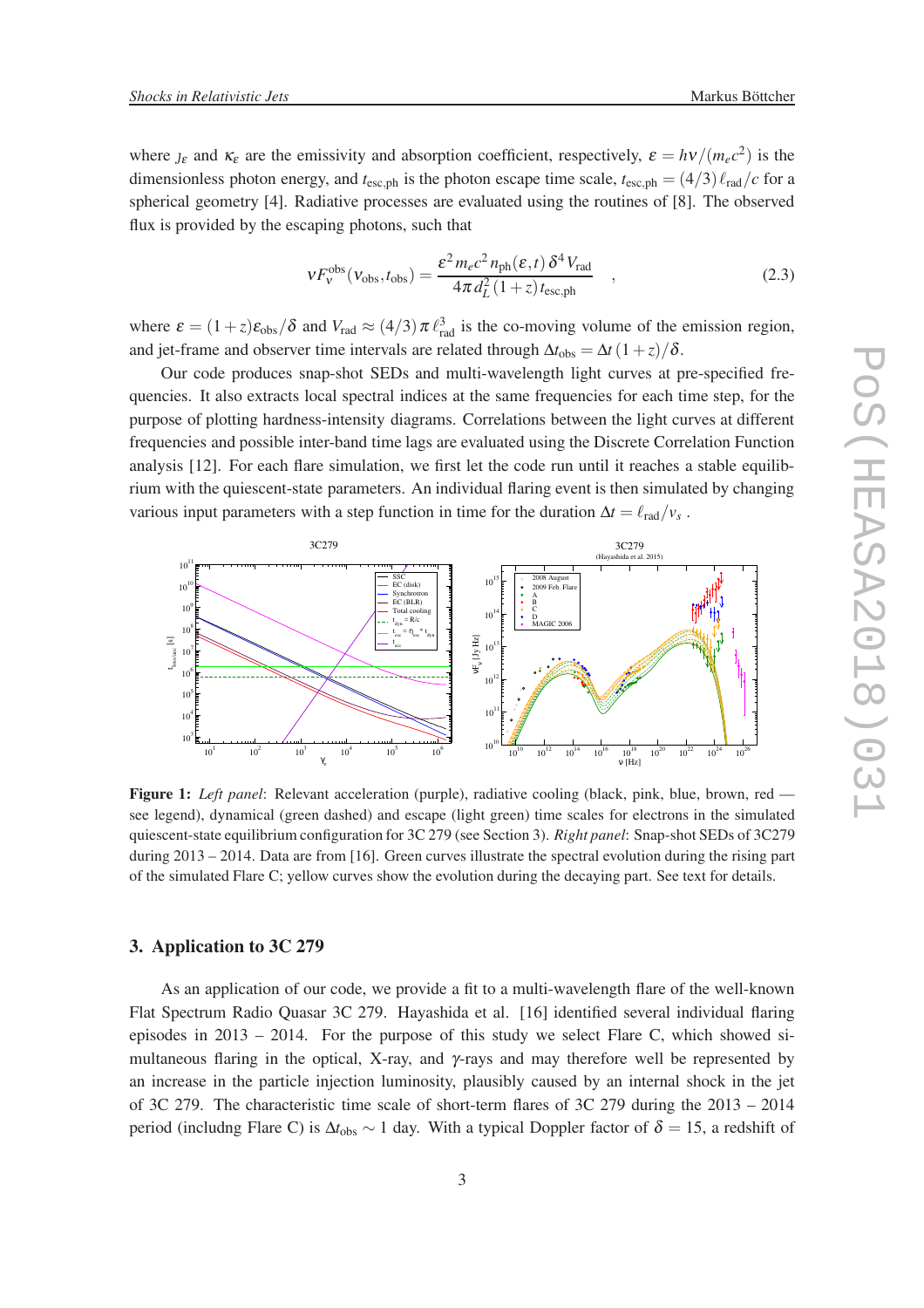where $j_\varepsilon$ and $\kappa_\varepsilon$ are the emissivity and absorption coefficient, respectively, $\varepsilon = h\nu/(m_e c^2)$ is the dimensionless photon energy, and $t_{\rm esc,ph}$ is the photon escape time scale, $t_{\rm esc,ph} = (4/3)\,\ell_{\rm rad}/c$ for a spherical geometry [4]. Radiative processes are evaluated using the routines of [8]. The observed flux is provided by the escaping photons, such that

$$\nu F_\nu^{\rm obs}(\nu_{\rm obs}, t_{\rm obs}) = \frac{\varepsilon^2\, m_e c^2\, n_{\rm ph}(\varepsilon, t)\, \delta^4\, V_{\rm rad}}{4\pi\, d_L^2\,(1+z)\, t_{\rm esc,ph}} \quad , \tag{2.3}$$

where $\varepsilon = (1+z)\varepsilon_{\rm obs}/\delta$ and $V_{\rm rad} \approx (4/3)\,\pi\,\ell_{\rm rad}^3$ is the co-moving volume of the emission region, and jet-frame and observer time intervals are related through $\Delta t_{\rm obs} = \Delta t\,(1+z)/\delta$.

Our code produces snap-shot SEDs and multi-wavelength light curves at pre-specified frequencies. It also extracts local spectral indices at the same frequencies for each time step, for the purpose of plotting hardness-intensity diagrams. Correlations between the light curves at different frequencies and possible inter-band time lags are evaluated using the Discrete Correlation Function analysis [12]. For each flare simulation, we first let the code run until it reaches a stable equilibrium with the quiescent-state parameters. An individual flaring event is then simulated by changing various input parameters with a step function in time for the duration $\Delta t = \ell_{\rm rad}/v_s$ .

**Figure 1:** *Left panel*: Relevant acceleration (purple), radiative cooling (black, pink, blue, brown, red — see legend), dynamical (green dashed) and escape (light green) time scales for electrons in the simulated quiescent-state equilibrium configuration for 3C 279 (see Section 3). *Right panel*: Snap-shot SEDs of 3C279 during 2013 – 2014. Data are from [16]. Green curves illustrate the spectral evolution during the rising part of the simulated Flare C; yellow curves show the evolution during the decaying part. See text for details.

## 3. Application to 3C 279

As an application of our code, we provide a fit to a multi-wavelength flare of the well-known Flat Spectrum Radio Quasar 3C 279. Hayashida et al. [16] identified several individual flaring episodes in 2013 – 2014. For the purpose of this study we select Flare C, which showed simultaneous flaring in the optical, X-ray, and $\gamma$-rays and may therefore well be represented by an increase in the particle injection luminosity, plausibly caused by an internal shock in the jet of 3C 279. The characteristic time scale of short-term flares of 3C 279 during the 2013 – 2014 period (includng Flare C) is $\Delta t_{\rm obs} \sim 1$ day. With a typical Doppler factor of $\delta = 15$, a redshift of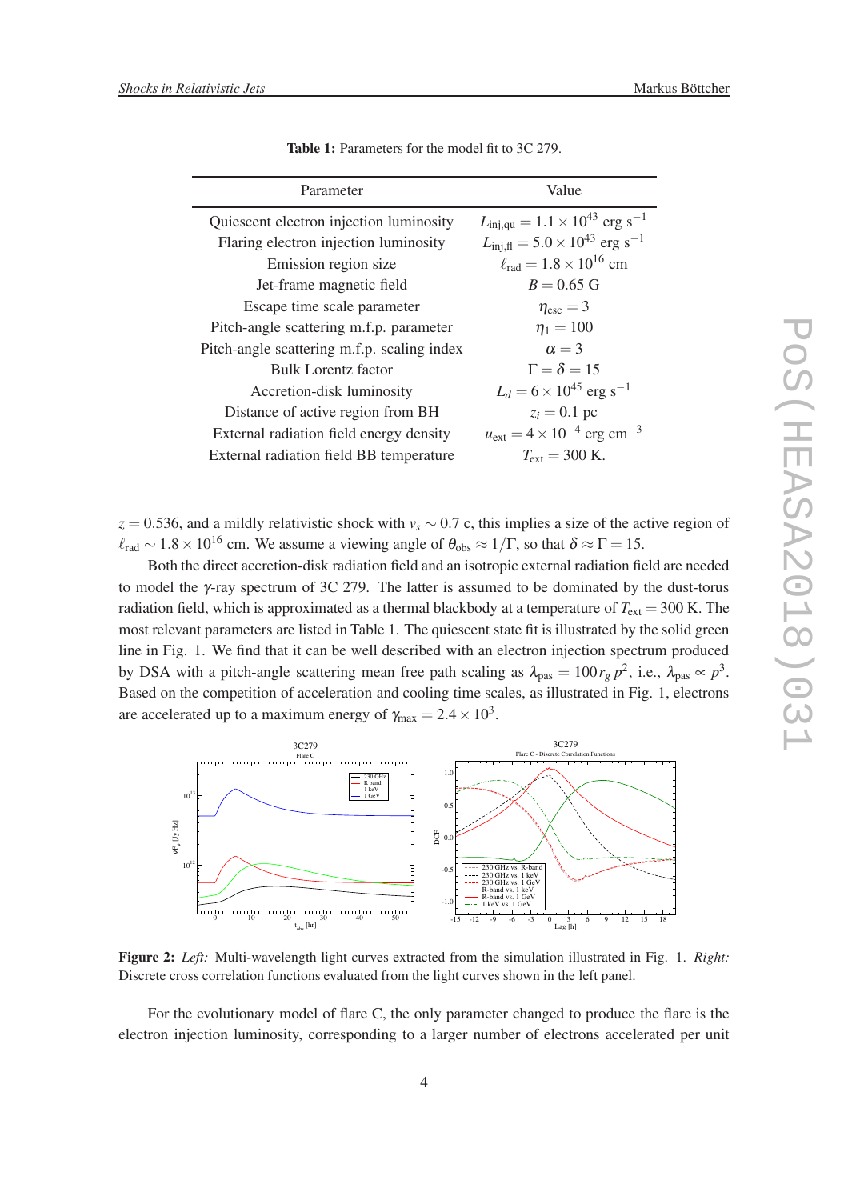**Table 1:** Parameters for the model fit to 3C 279.

| Parameter | Value |
|---|---|
| Quiescent electron injection luminosity | $L_{\rm inj,qu} = 1.1 \times 10^{43}$ erg s$^{-1}$ |
| Flaring electron injection luminosity | $L_{\rm inj,fl} = 5.0 \times 10^{43}$ erg s$^{-1}$ |
| Emission region size | $\ell_{\rm rad} = 1.8 \times 10^{16}$ cm |
| Jet-frame magnetic field | $B = 0.65$ G |
| Escape time scale parameter | $\eta_{\rm esc} = 3$ |
| Pitch-angle scattering m.f.p. parameter | $\eta_1 = 100$ |
| Pitch-angle scattering m.f.p. scaling index | $\alpha = 3$ |
| Bulk Lorentz factor | $\Gamma = \delta = 15$ |
| Accretion-disk luminosity | $L_d = 6 \times 10^{45}$ erg s$^{-1}$ |
| Distance of active region from BH | $z_i = 0.1$ pc |
| External radiation field energy density | $u_{\rm ext} = 4 \times 10^{-4}$ erg cm$^{-3}$ |
| External radiation field BB temperature | $T_{\rm ext} = 300$ K. |

$z = 0.536$, and a mildly relativistic shock with $v_s \sim 0.7$ c, this implies a size of the active region of $\ell_{\rm rad} \sim 1.8 \times 10^{16}$ cm. We assume a viewing angle of $\theta_{\rm obs} \approx 1/\Gamma$, so that $\delta \approx \Gamma = 15$.

Both the direct accretion-disk radiation field and an isotropic external radiation field are needed to model the $\gamma$-ray spectrum of 3C 279. The latter is assumed to be dominated by the dust-torus radiation field, which is approximated as a thermal blackbody at a temperature of $T_{\rm ext} = 300$ K. The most relevant parameters are listed in Table 1. The quiescent state fit is illustrated by the solid green line in Fig. 1. We find that it can be well described with an electron injection spectrum produced by DSA with a pitch-angle scattering mean free path scaling as $\lambda_{\rm pas} = 100\, r_g\, p^2$, i.e., $\lambda_{\rm pas} \propto p^3$. Based on the competition of acceleration and cooling time scales, as illustrated in Fig. 1, electrons are accelerated up to a maximum energy of $\gamma_{\rm max} = 2.4 \times 10^3$.

**Figure 2:** *Left:* Multi-wavelength light curves extracted from the simulation illustrated in Fig. 1. *Right:* Discrete cross correlation functions evaluated from the light curves shown in the left panel.

For the evolutionary model of flare C, the only parameter changed to produce the flare is the electron injection luminosity, corresponding to a larger number of electrons accelerated per unit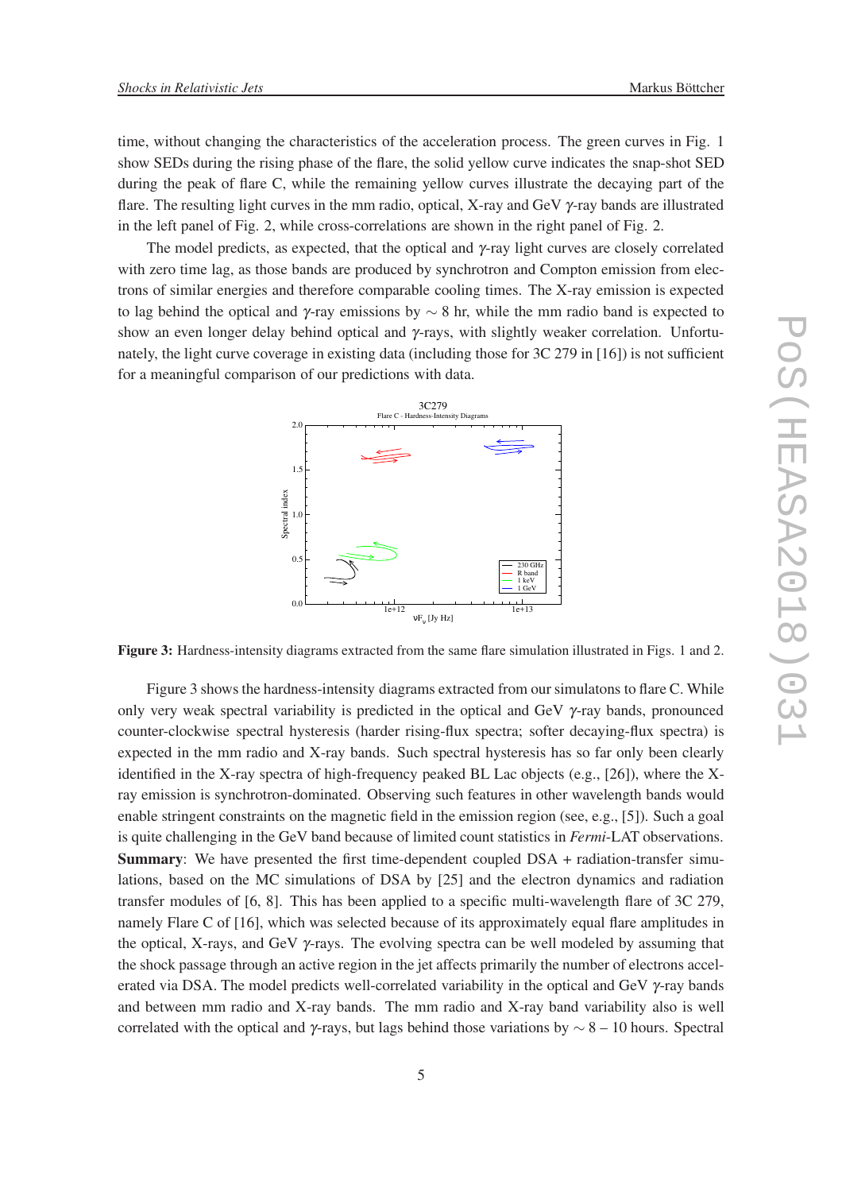time, without changing the characteristics of the acceleration process. The green curves in Fig. 1 show SEDs during the rising phase of the flare, the solid yellow curve indicates the snap-shot SED during the peak of flare C, while the remaining yellow curves illustrate the decaying part of the flare. The resulting light curves in the mm radio, optical, X-ray and GeV $\gamma$-ray bands are illustrated in the left panel of Fig. 2, while cross-correlations are shown in the right panel of Fig. 2.

The model predicts, as expected, that the optical and $\gamma$-ray light curves are closely correlated with zero time lag, as those bands are produced by synchrotron and Compton emission from electrons of similar energies and therefore comparable cooling times. The X-ray emission is expected to lag behind the optical and $\gamma$-ray emissions by $\sim 8$ hr, while the mm radio band is expected to show an even longer delay behind optical and $\gamma$-rays, with slightly weaker correlation. Unfortunately, the light curve coverage in existing data (including those for 3C 279 in [16]) is not sufficient for a meaningful comparison of our predictions with data.

**Figure 3:** Hardness-intensity diagrams extracted from the same flare simulation illustrated in Figs. 1 and 2.

Figure 3 shows the hardness-intensity diagrams extracted from our simulatons to flare C. While only very weak spectral variability is predicted in the optical and GeV $\gamma$-ray bands, pronounced counter-clockwise spectral hysteresis (harder rising-flux spectra; softer decaying-flux spectra) is expected in the mm radio and X-ray bands. Such spectral hysteresis has so far only been clearly identified in the X-ray spectra of high-frequency peaked BL Lac objects (e.g., [26]), where the X-ray emission is synchrotron-dominated. Observing such features in other wavelength bands would enable stringent constraints on the magnetic field in the emission region (see, e.g., [5]). Such a goal is quite challenging in the GeV band because of limited count statistics in *Fermi*-LAT observations.

**Summary**: We have presented the first time-dependent coupled DSA + radiation-transfer simulations, based on the MC simulations of DSA by [25] and the electron dynamics and radiation transfer modules of [6, 8]. This has been applied to a specific multi-wavelength flare of 3C 279, namely Flare C of [16], which was selected because of its approximately equal flare amplitudes in the optical, X-rays, and GeV $\gamma$-rays. The evolving spectra can be well modeled by assuming that the shock passage through an active region in the jet affects primarily the number of electrons accelerated via DSA. The model predicts well-correlated variability in the optical and GeV $\gamma$-ray bands and between mm radio and X-ray bands. The mm radio and X-ray band variability also is well correlated with the optical and $\gamma$-rays, but lags behind those variations by $\sim 8$ – 10 hours. Spectral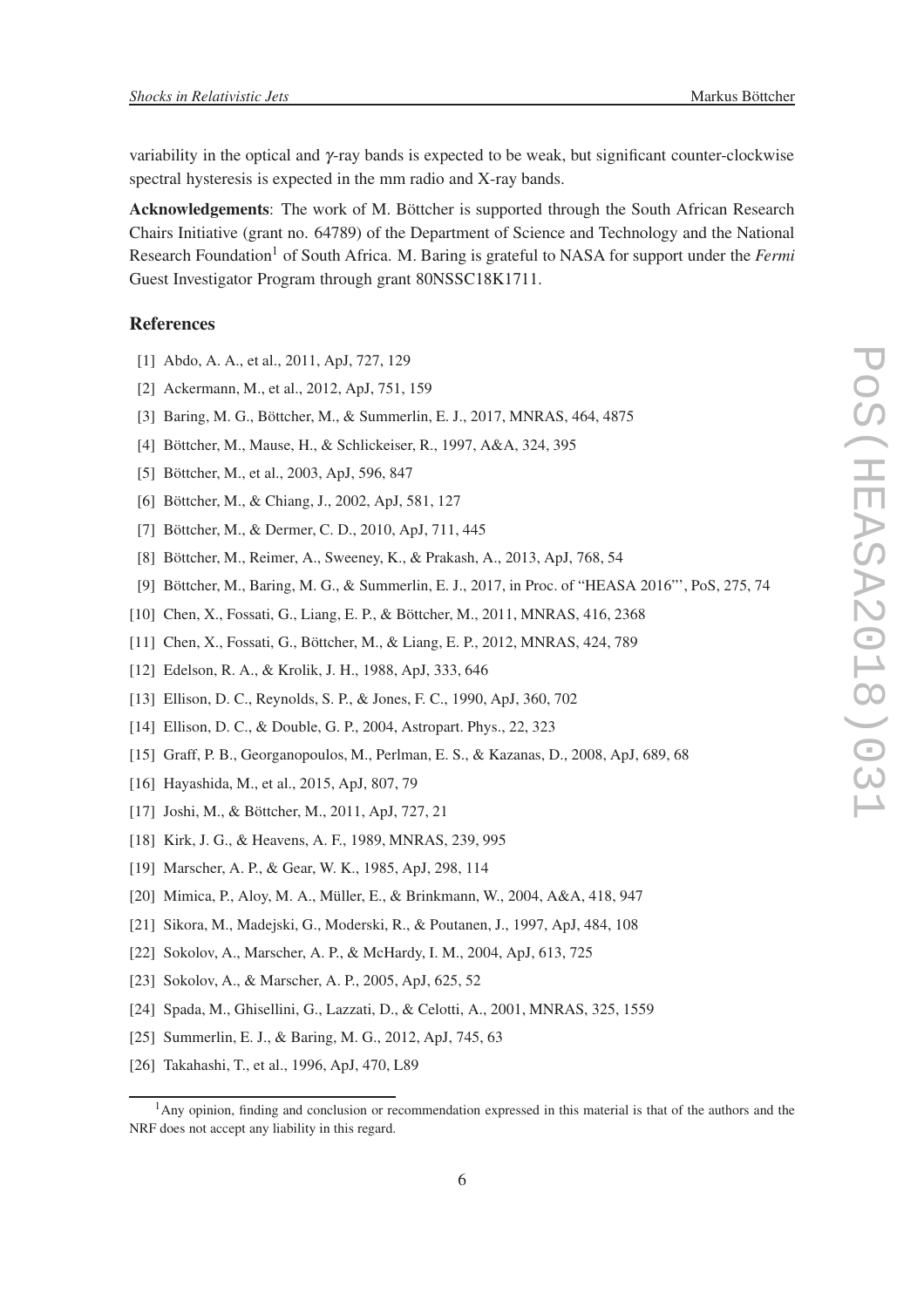variability in the optical and $\gamma$-ray bands is expected to be weak, but significant counter-clockwise spectral hysteresis is expected in the mm radio and X-ray bands.

**Acknowledgements**: The work of M. Böttcher is supported through the South African Research Chairs Initiative (grant no. 64789) of the Department of Science and Technology and the National Research Foundation[1] of South Africa. M. Baring is grateful to NASA for support under the *Fermi* Guest Investigator Program through grant 80NSSC18K1711.

## References

[1] Abdo, A. A., et al., 2011, ApJ, 727, 129

[2] Ackermann, M., et al., 2012, ApJ, 751, 159

[3] Baring, M. G., Böttcher, M., & Summerlin, E. J., 2017, MNRAS, 464, 4875

[4] Böttcher, M., Mause, H., & Schlickeiser, R., 1997, A&A, 324, 395

[5] Böttcher, M., et al., 2003, ApJ, 596, 847

[6] Böttcher, M., & Chiang, J., 2002, ApJ, 581, 127

[7] Böttcher, M., & Dermer, C. D., 2010, ApJ, 711, 445

[8] Böttcher, M., Reimer, A., Sweeney, K., & Prakash, A., 2013, ApJ, 768, 54

[9] Böttcher, M., Baring, M. G., & Summerlin, E. J., 2017, in Proc. of "HEASA 2016"', PoS, 275, 74

[10] Chen, X., Fossati, G., Liang, E. P., & Böttcher, M., 2011, MNRAS, 416, 2368

[11] Chen, X., Fossati, G., Böttcher, M., & Liang, E. P., 2012, MNRAS, 424, 789

[12] Edelson, R. A., & Krolik, J. H., 1988, ApJ, 333, 646

[13] Ellison, D. C., Reynolds, S. P., & Jones, F. C., 1990, ApJ, 360, 702

[14] Ellison, D. C., & Double, G. P., 2004, Astropart. Phys., 22, 323

[15] Graff, P. B., Georganopoulos, M., Perlman, E. S., & Kazanas, D., 2008, ApJ, 689, 68

[16] Hayashida, M., et al., 2015, ApJ, 807, 79

[17] Joshi, M., & Böttcher, M., 2011, ApJ, 727, 21

[18] Kirk, J. G., & Heavens, A. F., 1989, MNRAS, 239, 995

[19] Marscher, A. P., & Gear, W. K., 1985, ApJ, 298, 114

[20] Mimica, P., Aloy, M. A., Müller, E., & Brinkmann, W., 2004, A&A, 418, 947

[21] Sikora, M., Madejski, G., Moderski, R., & Poutanen, J., 1997, ApJ, 484, 108

[22] Sokolov, A., Marscher, A. P., & McHardy, I. M., 2004, ApJ, 613, 725

[23] Sokolov, A., & Marscher, A. P., 2005, ApJ, 625, 52

[24] Spada, M., Ghisellini, G., Lazzati, D., & Celotti, A., 2001, MNRAS, 325, 1559

[25] Summerlin, E. J., & Baring, M. G., 2012, ApJ, 745, 63

[26] Takahashi, T., et al., 1996, ApJ, 470, L89

[1] Any opinion, finding and conclusion or recommendation expressed in this material is that of the authors and the NRF does not accept any liability in this regard.